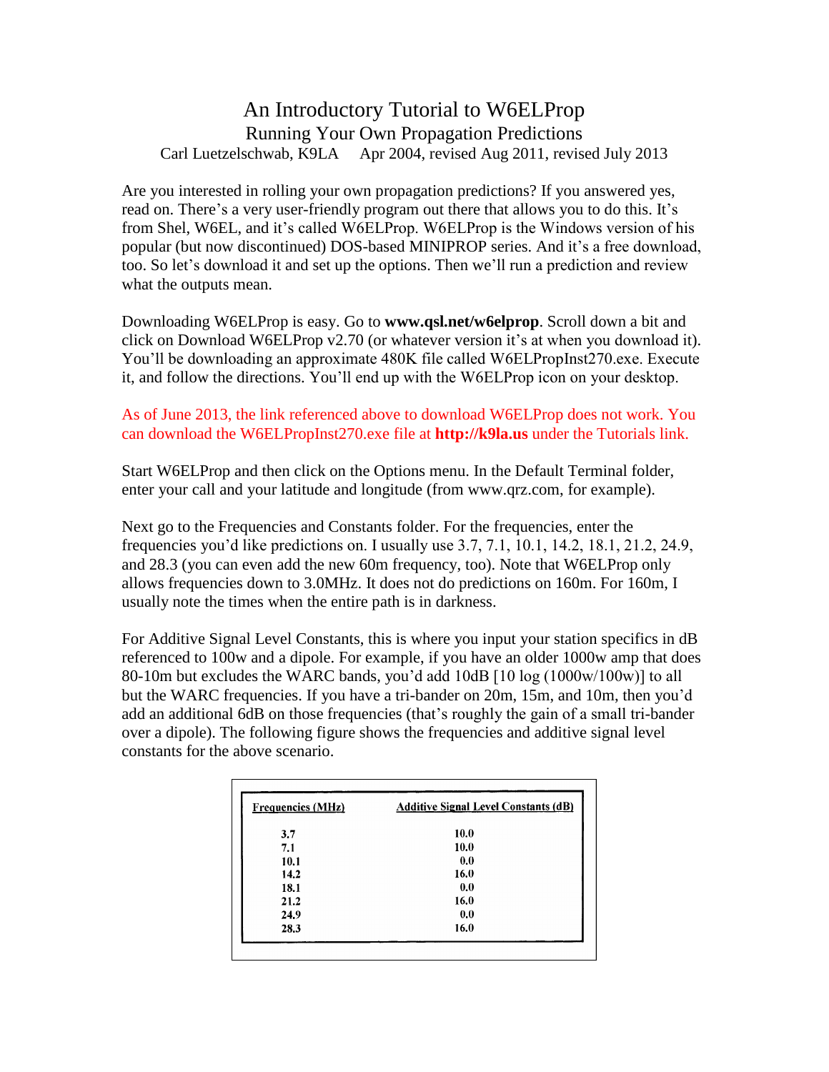# An Introductory Tutorial to W6ELProp

## Running Your Own Propagation Predictions

Carl Luetzelschwab, K9LA     Apr 2004, revised Aug 2011, revised July 2013

Are you interested in rolling your own propagation predictions? If you answered yes, read on. There's a very user-friendly program out there that allows you to do this. It's from Shel, W6EL, and it's called W6ELProp. W6ELProp is the Windows version of his popular (but now discontinued) DOS-based MINIPROP series. And it's a free download, too. So let's download it and set up the options. Then we'll run a prediction and review what the outputs mean.

Downloading W6ELProp is easy. Go to **www.qsl.net/w6elprop**. Scroll down a bit and click on Download W6ELProp v2.70 (or whatever version it's at when you download it). You'll be downloading an approximate 480K file called W6ELPropInst270.exe. Execute it, and follow the directions. You'll end up with the W6ELProp icon on your desktop.

As of June 2013, the link referenced above to download W6ELProp does not work. You can download the W6ELPropInst270.exe file at **http://k9la.us** under the Tutorials link.

Start W6ELProp and then click on the Options menu. In the Default Terminal folder, enter your call and your latitude and longitude (from www.qrz.com, for example).

Next go to the Frequencies and Constants folder. For the frequencies, enter the frequencies you'd like predictions on. I usually use 3.7, 7.1, 10.1, 14.2, 18.1, 21.2, 24.9, and 28.3 (you can even add the new 60m frequency, too). Note that W6ELProp only allows frequencies down to 3.0MHz. It does not do predictions on 160m. For 160m, I usually note the times when the entire path is in darkness.

For Additive Signal Level Constants, this is where you input your station specifics in dB referenced to 100w and a dipole. For example, if you have an older 1000w amp that does 80-10m but excludes the WARC bands, you'd add 10dB [10 log (1000w/100w)] to all but the WARC frequencies. If you have a tri-bander on 20m, 15m, and 10m, then you'd add an additional 6dB on those frequencies (that's roughly the gain of a small tri-bander over a dipole). The following figure shows the frequencies and additive signal level constants for the above scenario.

| Frequencies (MHz) | Additive Signal Level Constants (dB) |
|---|---|
| 3.7 | 10.0 |
| 7.1 | 10.0 |
| 10.1 | 0.0 |
| 14.2 | 16.0 |
| 18.1 | 0.0 |
| 21.2 | 16.0 |
| 24.9 | 0.0 |
| 28.3 | 16.0 |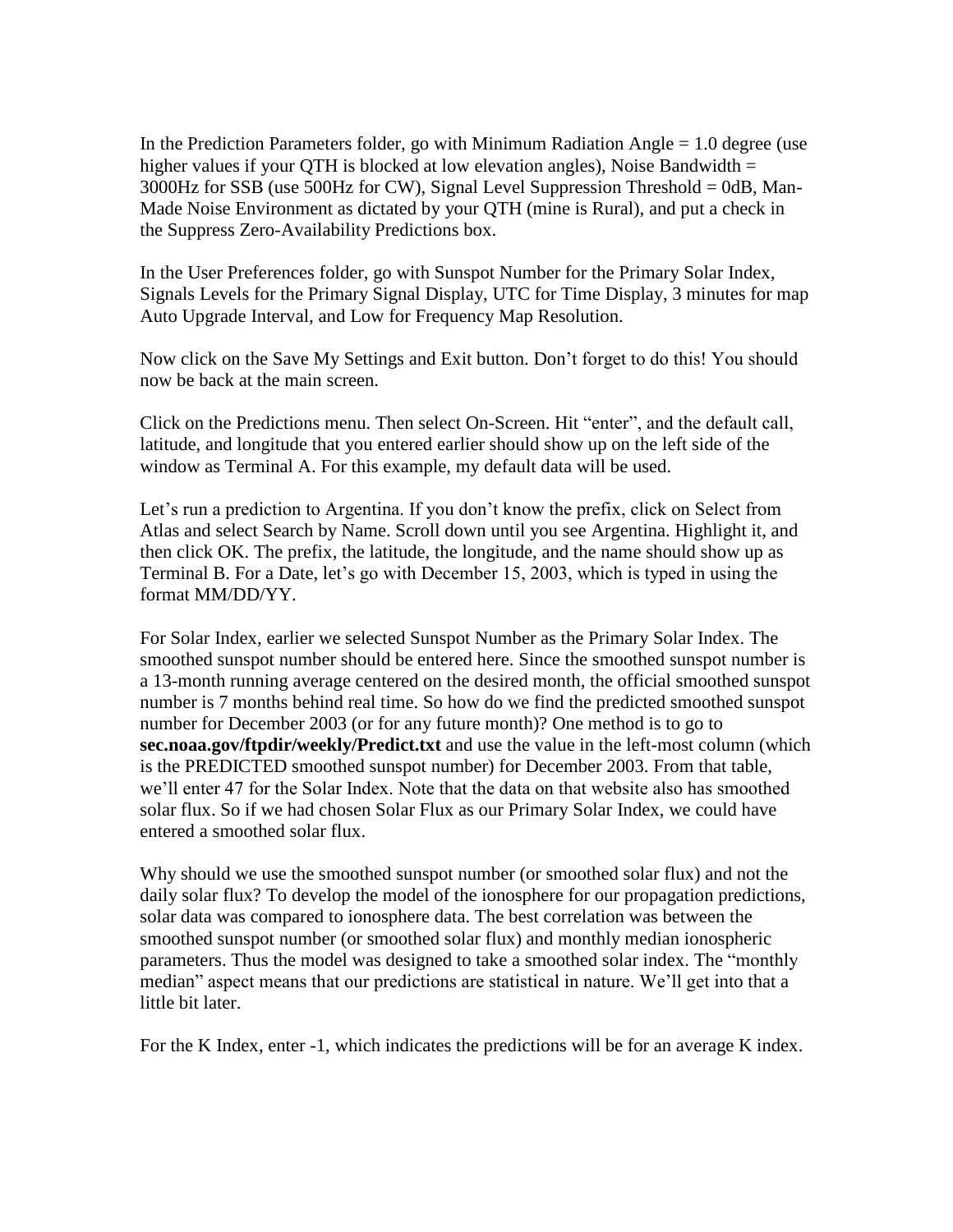In the Prediction Parameters folder, go with Minimum Radiation Angle = 1.0 degree (use higher values if your QTH is blocked at low elevation angles), Noise Bandwidth = 3000Hz for SSB (use 500Hz for CW), Signal Level Suppression Threshold = 0dB, Man-Made Noise Environment as dictated by your QTH (mine is Rural), and put a check in the Suppress Zero-Availability Predictions box.

In the User Preferences folder, go with Sunspot Number for the Primary Solar Index, Signals Levels for the Primary Signal Display, UTC for Time Display, 3 minutes for map Auto Upgrade Interval, and Low for Frequency Map Resolution.

Now click on the Save My Settings and Exit button. Don't forget to do this! You should now be back at the main screen.

Click on the Predictions menu. Then select On-Screen. Hit "enter", and the default call, latitude, and longitude that you entered earlier should show up on the left side of the window as Terminal A. For this example, my default data will be used.

Let's run a prediction to Argentina. If you don't know the prefix, click on Select from Atlas and select Search by Name. Scroll down until you see Argentina. Highlight it, and then click OK. The prefix, the latitude, the longitude, and the name should show up as Terminal B. For a Date, let's go with December 15, 2003, which is typed in using the format MM/DD/YY.

For Solar Index, earlier we selected Sunspot Number as the Primary Solar Index. The smoothed sunspot number should be entered here. Since the smoothed sunspot number is a 13-month running average centered on the desired month, the official smoothed sunspot number is 7 months behind real time. So how do we find the predicted smoothed sunspot number for December 2003 (or for any future month)? One method is to go to **sec.noaa.gov/ftpdir/weekly/Predict.txt** and use the value in the left-most column (which is the PREDICTED smoothed sunspot number) for December 2003. From that table, we'll enter 47 for the Solar Index. Note that the data on that website also has smoothed solar flux. So if we had chosen Solar Flux as our Primary Solar Index, we could have entered a smoothed solar flux.

Why should we use the smoothed sunspot number (or smoothed solar flux) and not the daily solar flux? To develop the model of the ionosphere for our propagation predictions, solar data was compared to ionosphere data. The best correlation was between the smoothed sunspot number (or smoothed solar flux) and monthly median ionospheric parameters. Thus the model was designed to take a smoothed solar index. The "monthly median" aspect means that our predictions are statistical in nature. We'll get into that a little bit later.

For the K Index, enter -1, which indicates the predictions will be for an average K index.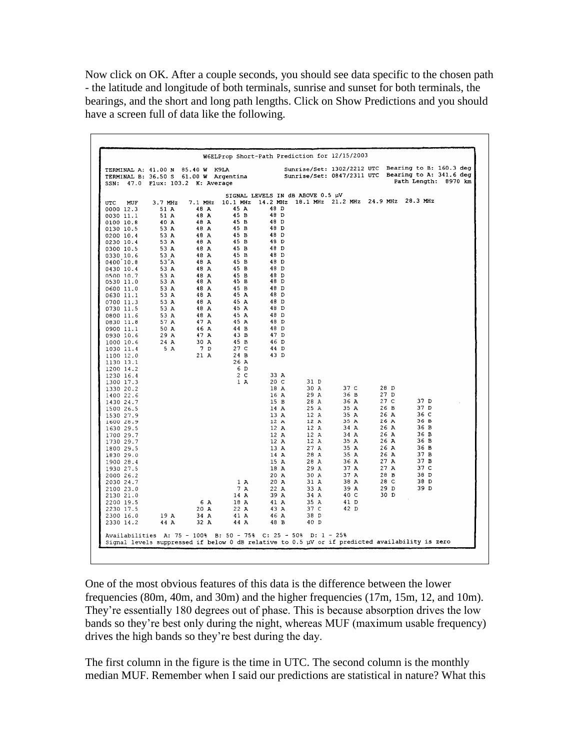Now click on OK. After a couple seconds, you should see data specific to the chosen path - the latitude and longitude of both terminals, sunrise and sunset for both terminals, the bearings, and the short and long path lengths. Click on Show Predictions and you should have a screen full of data like the following.

```
                        W6ELProp Short-Path Prediction for 12/15/2003

TERMINAL A: 41.00 N  85.40 W  K9LA              Sunrise/Set: 1302/2212 UTC  Bearing to B: 160.3 deg
TERMINAL B: 36.50 S  61.00 W  Argentina         Sunrise/Set: 0847/2311 UTC  Bearing to A: 341.6 deg
SSN:  47.0  Flux: 103.2  K: Average                                           Path Length:  8970 km

                              SIGNAL LEVELS IN dB ABOVE 0.5 µV
UTC   MUF    3.7 MHz   7.1 MHz  10.1 MHz  14.2 MHz  18.1 MHz  21.2 MHz  24.9 MHz  28.3 MHz
0000 12.3     51 A      48 A      45 A      48 D
0030 11.1     51 A      48 A      45 B      48 D
0100 10.8     40 A      48 A      45 B      48 D
0130 10.5     53 A      48 A      45 B      48 D
0200 10.4     53 A      48 A      45 B      48 D
0230 10.4     53 A      48 A      45 B      48 D
0300 10.5     53 A      48 A      45 B      48 D
0330 10.6     53 A      48 A      45 B      48 D
0400 10.8     53 A      48 A      45 B      48 D
0430 10.4     53 A      48 A      45 B      48 D
0500 10.7     53 A      48 A      45 B      48 D
0530 11.0     53 A      48 A      45 B      48 D
0600 11.0     53 A      48 A      45 B      48 D
0630 11.1     53 A      48 A      45 A      48 D
0700 11.3     53 A      48 A      45 A      48 D
0730 11.5     53 A      48 A      45 A      48 D
0800 11.6     53 A      48 A      45 A      48 D
0830 11.8     57 A      47 A      45 A      48 D
0900 11.1     50 A      46 A      44 B      48 D
0930 10.6     29 A      47 A      43 B      47 D
1000 10.6     24 A      30 A      45 B      46 D
1030 11.4      5 A       7 D      27 C      44 D
1100 12.0               21 A      24 B      43 D
1130 13.1                         26 A
1200 14.2                          6 D
1230 16.4                          2 C      33 A
1300 17.3                          1 A      20 C      31 D
1330 20.2                                   18 A      30 A      37 C      28 D
1400 22.6                                   16 A      29 A      36 B      27 D
1430 24.7                                   15 B      28 A      36 A      27 C      37 D
1500 26.5                                   14 A      25 A      35 A      26 B      37 D
1530 27.9                                   13 A      12 A      35 A      26 A      36 C
1600 28.9                                   12 A      12 A      35 A      26 A      36 B
1630 29.5                                   12 A      12 A      34 A      26 A      36 B
1700 29.7                                   12 A      12 A      34 A      26 A      36 B
1730 29.7                                   12 A      12 A      35 A      26 A      36 B
1800 29.5                                   13 A      27 A      35 A      26 A      36 B
1830 29.0                                   14 A      28 A      35 A      26 A      37 B
1900 28.4                                   15 A      28 A      36 A      27 A      37 B
1930 27.5                                   18 A      29 A      37 A      27 A      37 C
2000 26.2                                   20 A      30 A      37 A      28 B      38 D
2030 24.7                          1 A      20 A      31 A      38 A      28 C      38 D
2100 23.0                          7 A      22 A      33 A      39 A      29 D      39 D
2130 21.0                         14 A      39 A      34 A      40 C      30 D
2200 19.5                6 A      18 A      41 A      35 A      41 D
2230 17.5               20 A      22 A      43 A      37 C      42 D
2300 16.0     19 A      34 A      41 A      46 A      38 D
2330 14.2     44 A      32 A      44 A      48 B      40 D

Availabilities  A: 75 - 100%  B: 50 - 75%  C: 25 - 50%  D: 1 - 25%
Signal levels suppressed if below 0 dB relative to 0.5 µV or if predicted availability is zero
```

One of the most obvious features of this data is the difference between the lower frequencies (80m, 40m, and 30m) and the higher frequencies (17m, 15m, 12, and 10m). They're essentially 180 degrees out of phase. This is because absorption drives the low bands so they're best only during the night, whereas MUF (maximum usable frequency) drives the high bands so they're best during the day.

The first column in the figure is the time in UTC. The second column is the monthly median MUF. Remember when I said our predictions are statistical in nature? What this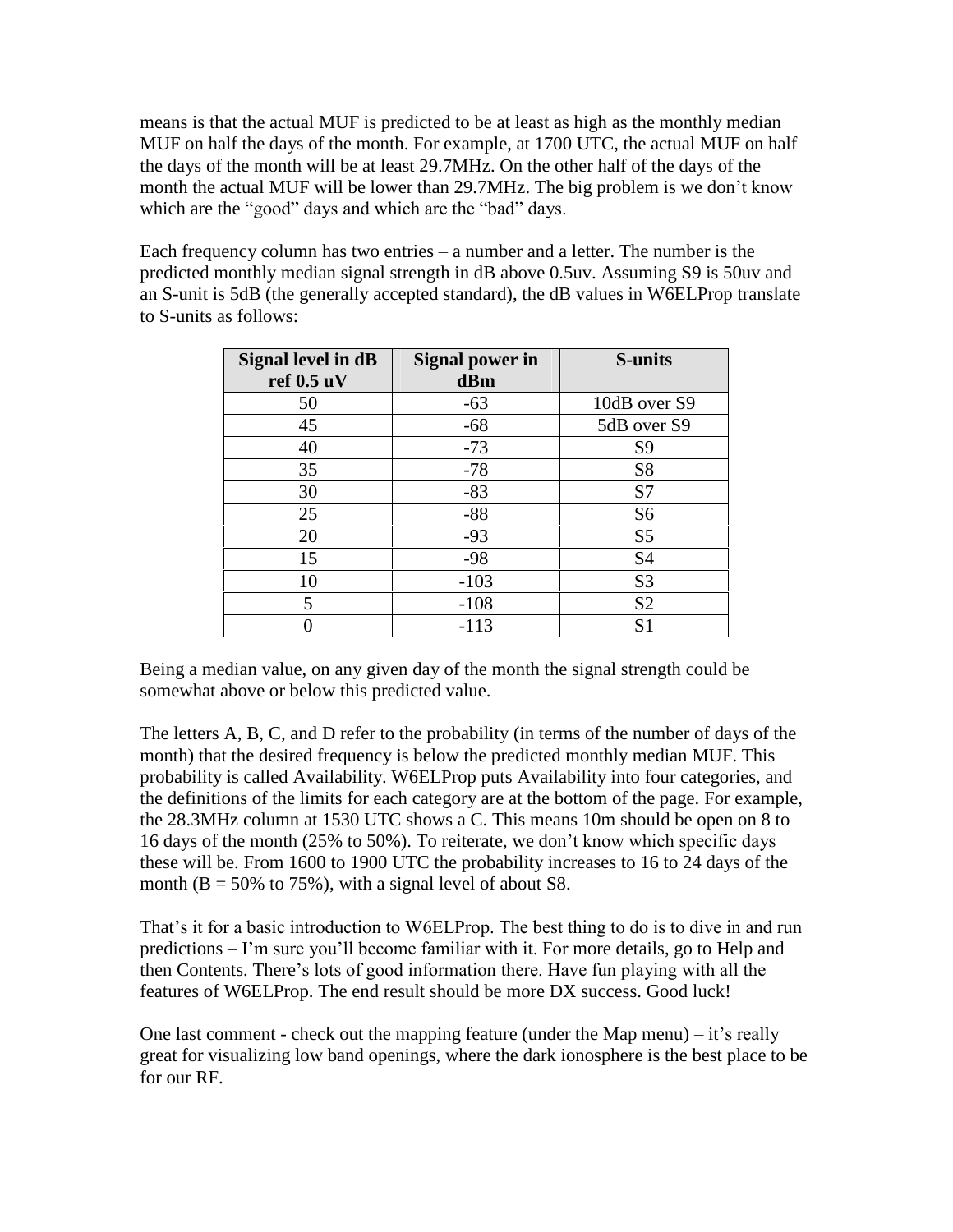means is that the actual MUF is predicted to be at least as high as the monthly median MUF on half the days of the month. For example, at 1700 UTC, the actual MUF on half the days of the month will be at least 29.7MHz. On the other half of the days of the month the actual MUF will be lower than 29.7MHz. The big problem is we don't know which are the "good" days and which are the "bad" days.

Each frequency column has two entries – a number and a letter. The number is the predicted monthly median signal strength in dB above 0.5uv. Assuming S9 is 50uv and an S-unit is 5dB (the generally accepted standard), the dB values in W6ELProp translate to S-units as follows:

| Signal level in dB ref 0.5 uV | Signal power in dBm | S-units |
|---|---|---|
| 50 | -63 | 10dB over S9 |
| 45 | -68 | 5dB over S9 |
| 40 | -73 | S9 |
| 35 | -78 | S8 |
| 30 | -83 | S7 |
| 25 | -88 | S6 |
| 20 | -93 | S5 |
| 15 | -98 | S4 |
| 10 | -103 | S3 |
| 5 | -108 | S2 |
| 0 | -113 | S1 |

Being a median value, on any given day of the month the signal strength could be somewhat above or below this predicted value.

The letters A, B, C, and D refer to the probability (in terms of the number of days of the month) that the desired frequency is below the predicted monthly median MUF. This probability is called Availability. W6ELProp puts Availability into four categories, and the definitions of the limits for each category are at the bottom of the page. For example, the 28.3MHz column at 1530 UTC shows a C. This means 10m should be open on 8 to 16 days of the month (25% to 50%). To reiterate, we don't know which specific days these will be. From 1600 to 1900 UTC the probability increases to 16 to 24 days of the month (B = 50% to 75%), with a signal level of about S8.

That's it for a basic introduction to W6ELProp. The best thing to do is to dive in and run predictions – I'm sure you'll become familiar with it. For more details, go to Help and then Contents. There's lots of good information there. Have fun playing with all the features of W6ELProp. The end result should be more DX success. Good luck!

One last comment - check out the mapping feature (under the Map menu) – it's really great for visualizing low band openings, where the dark ionosphere is the best place to be for our RF.